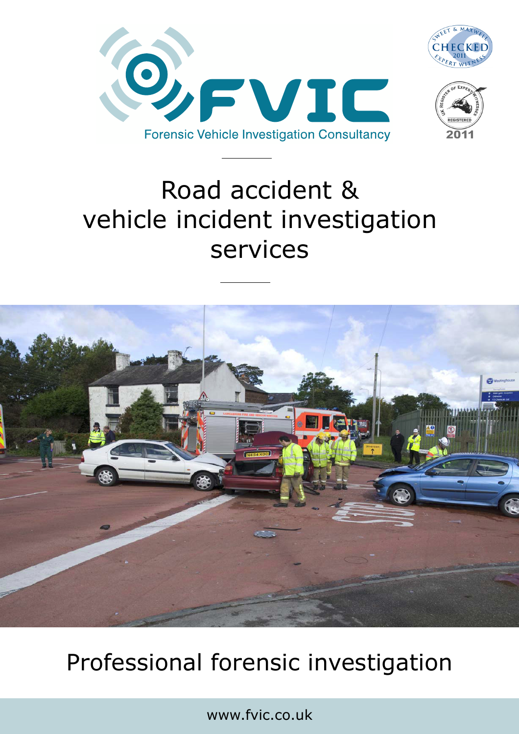# FVIC

Forensic Vehicle Investigation Consultancy

Sweet & Maxwell Expert Witness CHECKED 2011

UK Register of Expert Witnesses REGISTERED 2011

# Road accident & vehicle incident investigation services

## Professional forensic investigation

www.fvic.co.uk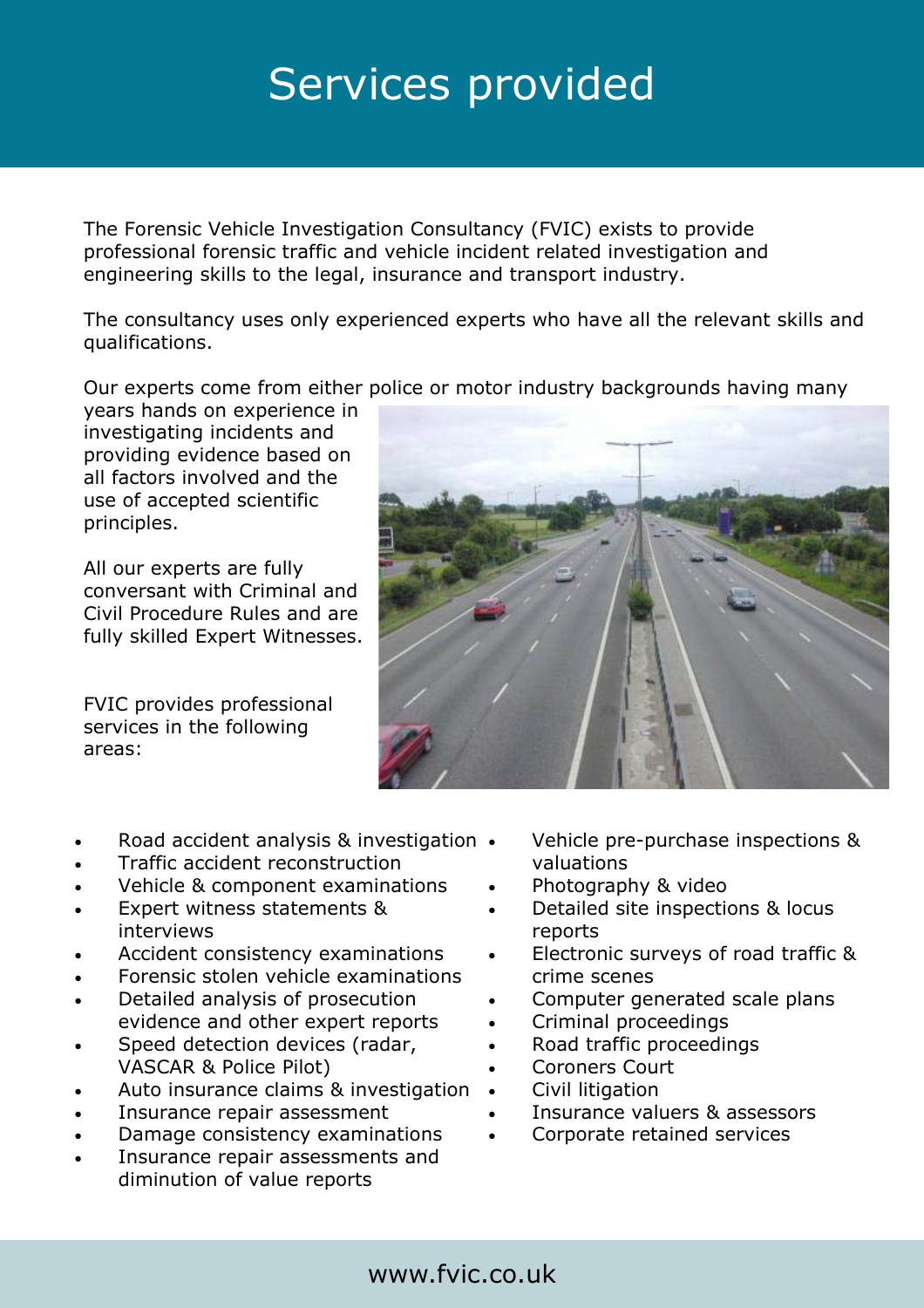# Services provided

The Forensic Vehicle Investigation Consultancy (FVIC) exists to provide professional forensic traffic and vehicle incident related investigation and engineering skills to the legal, insurance and transport industry.

The consultancy uses only experienced experts who have all the relevant skills and qualifications.

Our experts come from either police or motor industry backgrounds having many years hands on experience in investigating incidents and providing evidence based on all factors involved and the use of accepted scientific principles.

All our experts are fully conversant with Criminal and Civil Procedure Rules and are fully skilled Expert Witnesses.

FVIC provides professional services in the following areas:

- Road accident analysis & investigation
- Traffic accident reconstruction
- Vehicle & component examinations
- Expert witness statements & interviews
- Accident consistency examinations
- Forensic stolen vehicle examinations
- Detailed analysis of prosecution evidence and other expert reports
- Speed detection devices (radar, VASCAR & Police Pilot)
- Auto insurance claims & investigation
- Insurance repair assessment
- Damage consistency examinations
- Insurance repair assessments and diminution of value reports
- Vehicle pre-purchase inspections & valuations
- Photography & video
- Detailed site inspections & locus reports
- Electronic surveys of road traffic & crime scenes
- Computer generated scale plans
- Criminal proceedings
- Road traffic proceedings
- Coroners Court
- Civil litigation
- Insurance valuers & assessors
- Corporate retained services

www.fvic.co.uk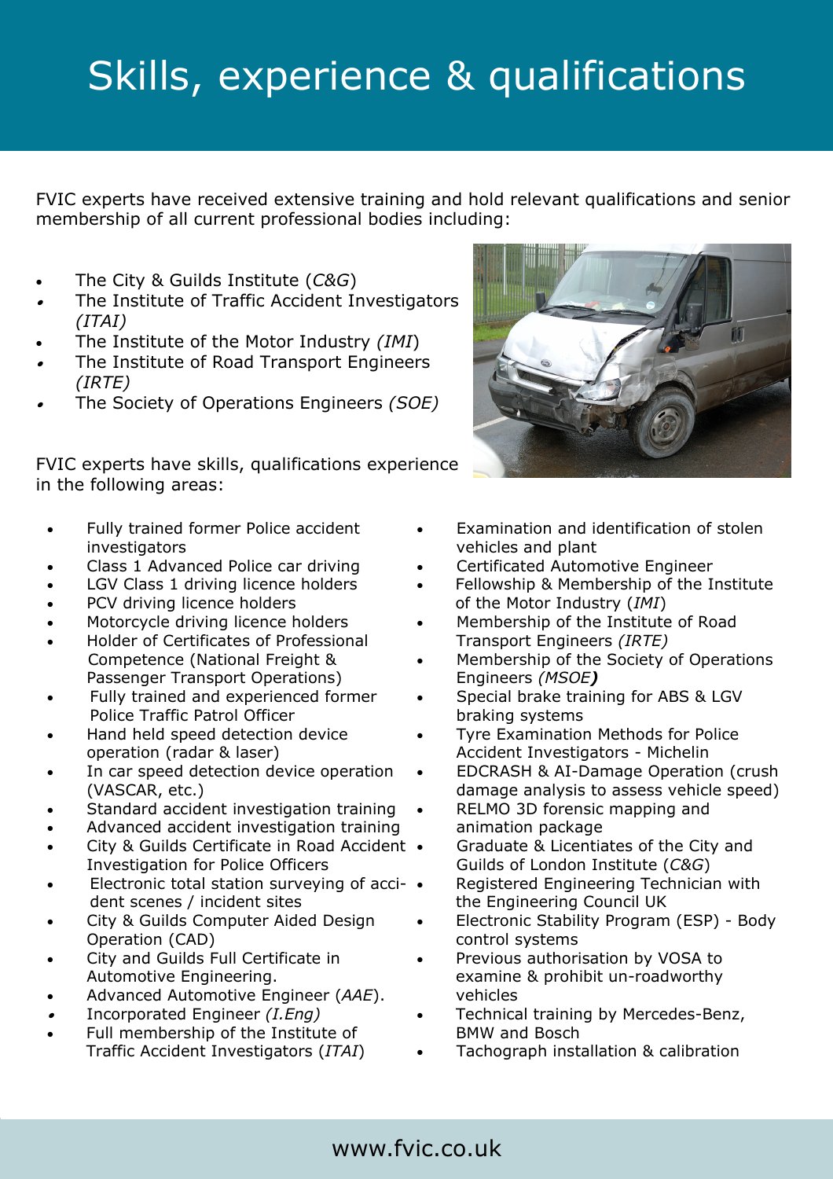# Skills, experience & qualifications

FVIC experts have received extensive training and hold relevant qualifications and senior membership of all current professional bodies including:

- The City & Guilds Institute (*C&G*)
- The Institute of Traffic Accident Investigators *(ITAI)*
- The Institute of the Motor Industry *(IMI)*
- The Institute of Road Transport Engineers *(IRTE)*
- The Society of Operations Engineers *(SOE)*

FVIC experts have skills, qualifications experience in the following areas:

- Fully trained former Police accident investigators
- Class 1 Advanced Police car driving
- LGV Class 1 driving licence holders
- PCV driving licence holders
- Motorcycle driving licence holders
- Holder of Certificates of Professional Competence (National Freight & Passenger Transport Operations)
- Fully trained and experienced former Police Traffic Patrol Officer
- Hand held speed detection device operation (radar & laser)
- In car speed detection device operation (VASCAR, etc.)
- Standard accident investigation training
- Advanced accident investigation training
- City & Guilds Certificate in Road Accident Investigation for Police Officers
- Electronic total station surveying of accident scenes / incident sites
- City & Guilds Computer Aided Design Operation (CAD)
- City and Guilds Full Certificate in Automotive Engineering.
- Advanced Automotive Engineer (*AAE*).
- Incorporated Engineer *(I.Eng)*
- Full membership of the Institute of Traffic Accident Investigators (*ITAI*)
- Examination and identification of stolen vehicles and plant
- Certificated Automotive Engineer
- Fellowship & Membership of the Institute of the Motor Industry (*IMI*)
- Membership of the Institute of Road Transport Engineers *(IRTE)*
- Membership of the Society of Operations Engineers *(MSOE)*
- Special brake training for ABS & LGV braking systems
- Tyre Examination Methods for Police Accident Investigators - Michelin
- EDCRASH & AI-Damage Operation (crush damage analysis to assess vehicle speed)
- RELMO 3D forensic mapping and animation package
- Graduate & Licentiates of the City and Guilds of London Institute (*C&G*)
- Registered Engineering Technician with the Engineering Council UK
- Electronic Stability Program (ESP) - Body control systems
- Previous authorisation by VOSA to examine & prohibit un-roadworthy vehicles
- Technical training by Mercedes-Benz, BMW and Bosch
- Tachograph installation & calibration

www.fvic.co.uk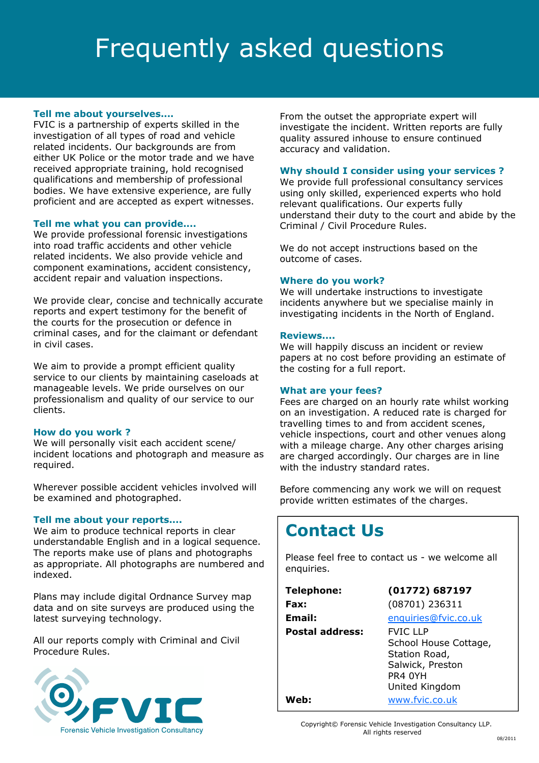# Frequently asked questions

### Tell me about yourselves....

FVIC is a partnership of experts skilled in the investigation of all types of road and vehicle related incidents. Our backgrounds are from either UK Police or the motor trade and we have received appropriate training, hold recognised qualifications and membership of professional bodies. We have extensive experience, are fully proficient and are accepted as expert witnesses.

### Tell me what you can provide....

We provide professional forensic investigations into road traffic accidents and other vehicle related incidents. We also provide vehicle and component examinations, accident consistency, accident repair and valuation inspections.

We provide clear, concise and technically accurate reports and expert testimony for the benefit of the courts for the prosecution or defence in criminal cases, and for the claimant or defendant in civil cases.

We aim to provide a prompt efficient quality service to our clients by maintaining caseloads at manageable levels. We pride ourselves on our professionalism and quality of our service to our clients.

### How do you work ?

We will personally visit each accident scene/ incident locations and photograph and measure as required.

Wherever possible accident vehicles involved will be examined and photographed.

### Tell me about your reports....

We aim to produce technical reports in clear understandable English and in a logical sequence. The reports make use of plans and photographs as appropriate. All photographs are numbered and indexed.

Plans may include digital Ordnance Survey map data and on site surveys are produced using the latest surveying technology.

All our reports comply with Criminal and Civil Procedure Rules.

FVIC
Forensic Vehicle Investigation Consultancy

From the outset the appropriate expert will investigate the incident. Written reports are fully quality assured inhouse to ensure continued accuracy and validation.

### Why should I consider using your services ?

We provide full professional consultancy services using only skilled, experienced experts who hold relevant qualifications. Our experts fully understand their duty to the court and abide by the Criminal / Civil Procedure Rules.

We do not accept instructions based on the outcome of cases.

### Where do you work?

We will undertake instructions to investigate incidents anywhere but we specialise mainly in investigating incidents in the North of England.

### Reviews....

We will happily discuss an incident or review papers at no cost before providing an estimate of the costing for a full report.

### What are your fees?

Fees are charged on an hourly rate whilst working on an investigation. A reduced rate is charged for travelling times to and from accident scenes, vehicle inspections, court and other venues along with a mileage charge. Any other charges arising are charged accordingly. Our charges are in line with the industry standard rates.

Before commencing any work we will on request provide written estimates of the charges.

## Contact Us

Please feel free to contact us - we welcome all enquiries.

| | |
|---|---|
| **Telephone:** | **(01772) 687197** |
| **Fax:** | (08701) 236311 |
| **Email:** | enquiries@fvic.co.uk |
| **Postal address:** | FVIC LLP<br>School House Cottage,<br>Station Road,<br>Salwick, Preston<br>PR4 0YH<br>United Kingdom |
| **Web:** | www.fvic.co.uk |

Copyright© Forensic Vehicle Investigation Consultancy LLP.
All rights reserved

08/2011